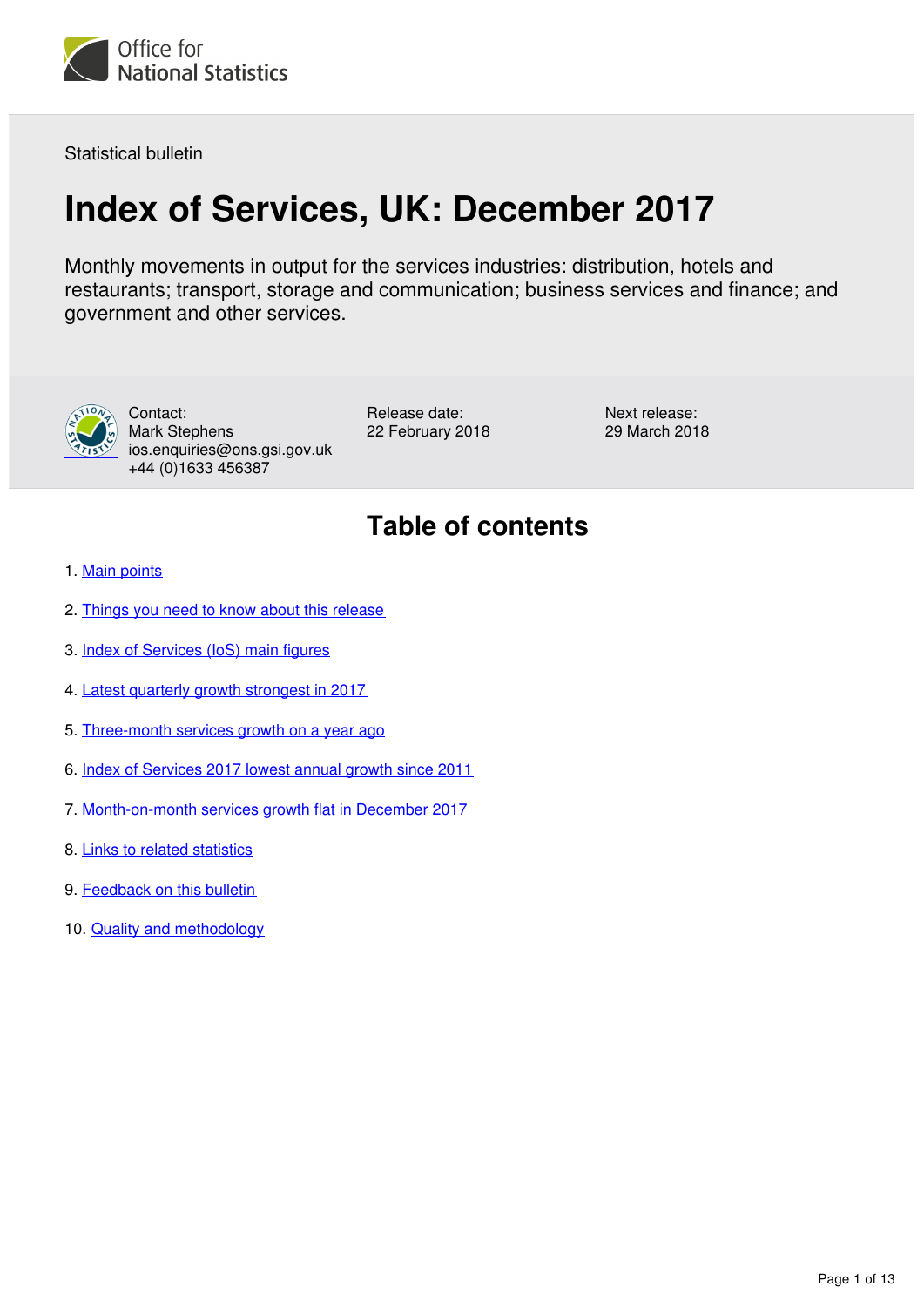Office for National Statistics

Statistical bulletin

# Index of Services, UK: December 2017

Monthly movements in output for the services industries: distribution, hotels and restaurants; transport, storage and communication; business services and finance; and government and other services.

Contact:
Mark Stephens
ios.enquiries@ons.gsi.gov.uk
+44 (0)1633 456387

Release date:
22 February 2018

Next release:
29 March 2018

## Table of contents

1. Main points
2. Things you need to know about this release
3. Index of Services (IoS) main figures
4. Latest quarterly growth strongest in 2017
5. Three-month services growth on a year ago
6. Index of Services 2017 lowest annual growth since 2011
7. Month-on-month services growth flat in December 2017
8. Links to related statistics
9. Feedback on this bulletin
10. Quality and methodology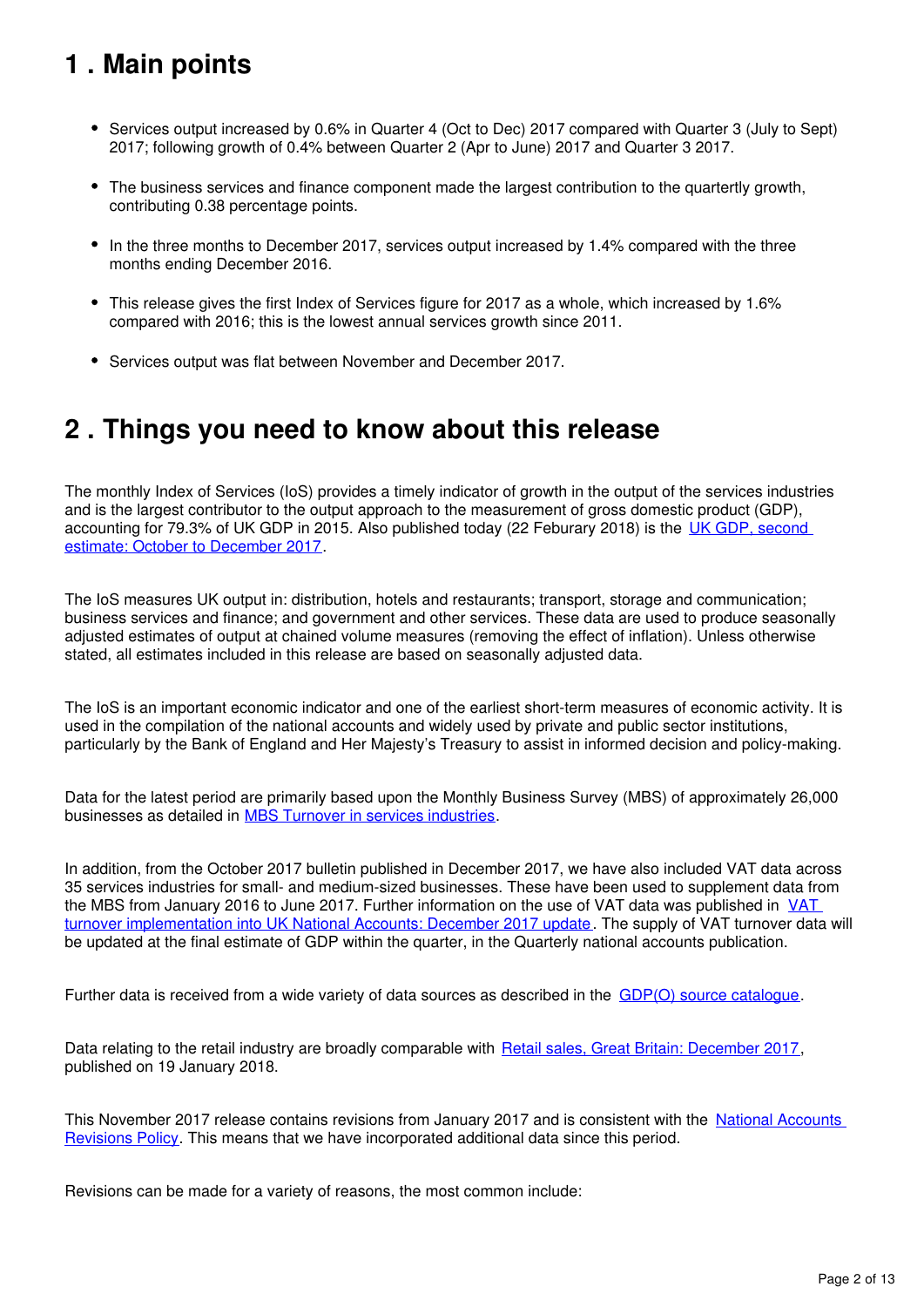## 1 . Main points

- Services output increased by 0.6% in Quarter 4 (Oct to Dec) 2017 compared with Quarter 3 (July to Sept) 2017; following growth of 0.4% between Quarter 2 (Apr to June) 2017 and Quarter 3 2017.
- The business services and finance component made the largest contribution to the quartertly growth, contributing 0.38 percentage points.
- In the three months to December 2017, services output increased by 1.4% compared with the three months ending December 2016.
- This release gives the first Index of Services figure for 2017 as a whole, which increased by 1.6% compared with 2016; this is the lowest annual services growth since 2011.
- Services output was flat between November and December 2017.

## 2 . Things you need to know about this release

The monthly Index of Services (IoS) provides a timely indicator of growth in the output of the services industries and is the largest contributor to the output approach to the measurement of gross domestic product (GDP), accounting for 79.3% of UK GDP in 2015. Also published today (22 Feburary 2018) is the [UK GDP, second estimate: October to December 2017](#).

The IoS measures UK output in: distribution, hotels and restaurants; transport, storage and communication; business services and finance; and government and other services. These data are used to produce seasonally adjusted estimates of output at chained volume measures (removing the effect of inflation). Unless otherwise stated, all estimates included in this release are based on seasonally adjusted data.

The IoS is an important economic indicator and one of the earliest short-term measures of economic activity. It is used in the compilation of the national accounts and widely used by private and public sector institutions, particularly by the Bank of England and Her Majesty's Treasury to assist in informed decision and policy-making.

Data for the latest period are primarily based upon the Monthly Business Survey (MBS) of approximately 26,000 businesses as detailed in [MBS Turnover in services industries](#).

In addition, from the October 2017 bulletin published in December 2017, we have also included VAT data across 35 services industries for small- and medium-sized businesses. These have been used to supplement data from the MBS from January 2016 to June 2017. Further information on the use of VAT data was published in [VAT turnover implementation into UK National Accounts: December 2017 update](#). The supply of VAT turnover data will be updated at the final estimate of GDP within the quarter, in the Quarterly national accounts publication.

Further data is received from a wide variety of data sources as described in the [GDP(O) source catalogue](#).

Data relating to the retail industry are broadly comparable with [Retail sales, Great Britain: December 2017](#), published on 19 January 2018.

This November 2017 release contains revisions from January 2017 and is consistent with the [National Accounts Revisions Policy](#). This means that we have incorporated additional data since this period.

Revisions can be made for a variety of reasons, the most common include: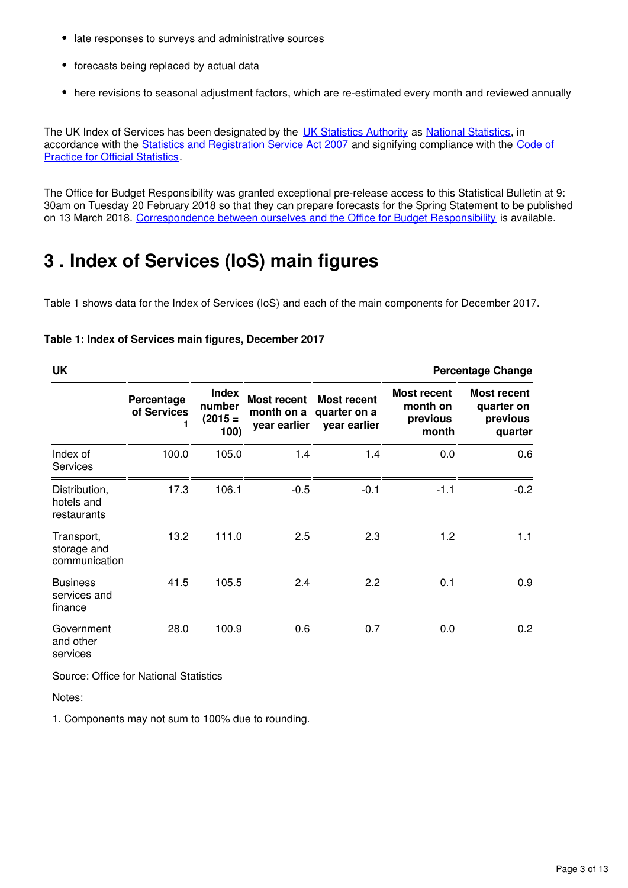- late responses to surveys and administrative sources
- forecasts being replaced by actual data
- here revisions to seasonal adjustment factors, which are re-estimated every month and reviewed annually

The UK Index of Services has been designated by the UK Statistics Authority as National Statistics, in accordance with the Statistics and Registration Service Act 2007 and signifying compliance with the Code of Practice for Official Statistics.

The Office for Budget Responsibility was granted exceptional pre-release access to this Statistical Bulletin at 9:30am on Tuesday 20 February 2018 so that they can prepare forecasts for the Spring Statement to be published on 13 March 2018. Correspondence between ourselves and the Office for Budget Responsibility is available.

# 3 . Index of Services (IoS) main figures

Table 1 shows data for the Index of Services (IoS) and each of the main components for December 2017.

**Table 1: Index of Services main figures, December 2017**

| UK | | | | | | Percentage Change |
|---|---|---|---|---|---|---|
| | Percentage of Services 1 | Index number (2015 = 100) | Most recent month on a year earlier | Most recent quarter on a year earlier | Most recent month on previous month | Most recent quarter on previous quarter |
| Index of Services | 100.0 | 105.0 | 1.4 | 1.4 | 0.0 | 0.6 |
| Distribution, hotels and restaurants | 17.3 | 106.1 | -0.5 | -0.1 | -1.1 | -0.2 |
| Transport, storage and communication | 13.2 | 111.0 | 2.5 | 2.3 | 1.2 | 1.1 |
| Business services and finance | 41.5 | 105.5 | 2.4 | 2.2 | 0.1 | 0.9 |
| Government and other services | 28.0 | 100.9 | 0.6 | 0.7 | 0.0 | 0.2 |

Source: Office for National Statistics

Notes:

1. Components may not sum to 100% due to rounding.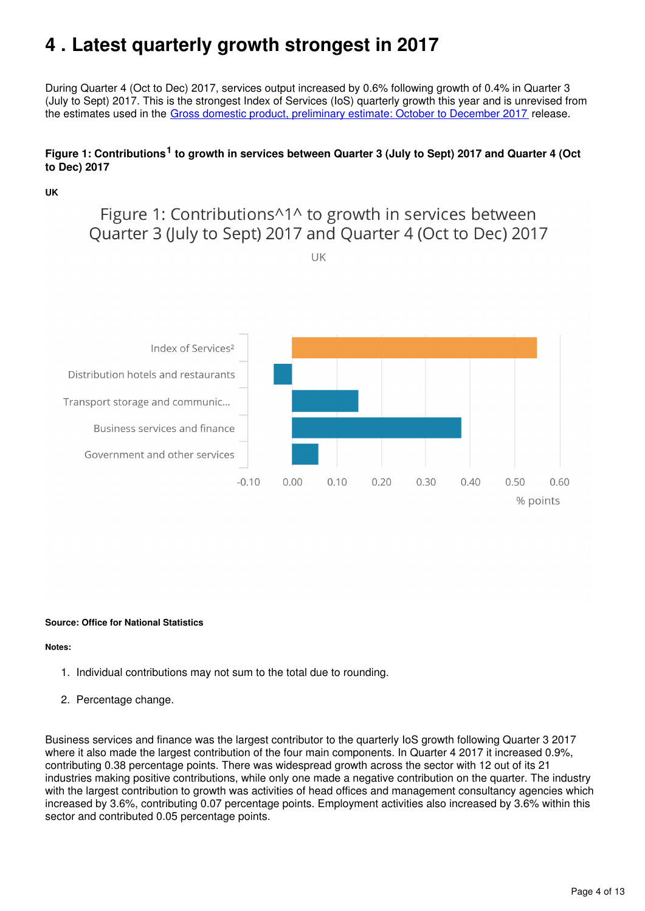# 4 . Latest quarterly growth strongest in 2017

During Quarter 4 (Oct to Dec) 2017, services output increased by 0.6% following growth of 0.4% in Quarter 3 (July to Sept) 2017. This is the strongest Index of Services (IoS) quarterly growth this year and is unrevised from the estimates used in the [Gross domestic product, preliminary estimate: October to December 2017](#) release.

#### Figure 1: Contributions[1] to growth in services between Quarter 3 (July to Sept) 2017 and Quarter 4 (Oct to Dec) 2017

**UK**

Figure 1: Contributions^1^ to growth in services between Quarter 3 (July to Sept) 2017 and Quarter 4 (Oct to Dec) 2017

UK

Index of Services²

Distribution hotels and restaurants

Transport storage and communic...

Business services and finance

Government and other services

-0.10 0.00 0.10 0.20 0.30 0.40 0.50 0.60

% points

**Source: Office for National Statistics**

**Notes:**

1. Individual contributions may not sum to the total due to rounding.

2. Percentage change.

Business services and finance was the largest contributor to the quarterly IoS growth following Quarter 3 2017 where it also made the largest contribution of the four main components. In Quarter 4 2017 it increased 0.9%, contributing 0.38 percentage points. There was widespread growth across the sector with 12 out of its 21 industries making positive contributions, while only one made a negative contribution on the quarter. The industry with the largest contribution to growth was activities of head offices and management consultancy agencies which increased by 3.6%, contributing 0.07 percentage points. Employment activities also increased by 3.6% within this sector and contributed 0.05 percentage points.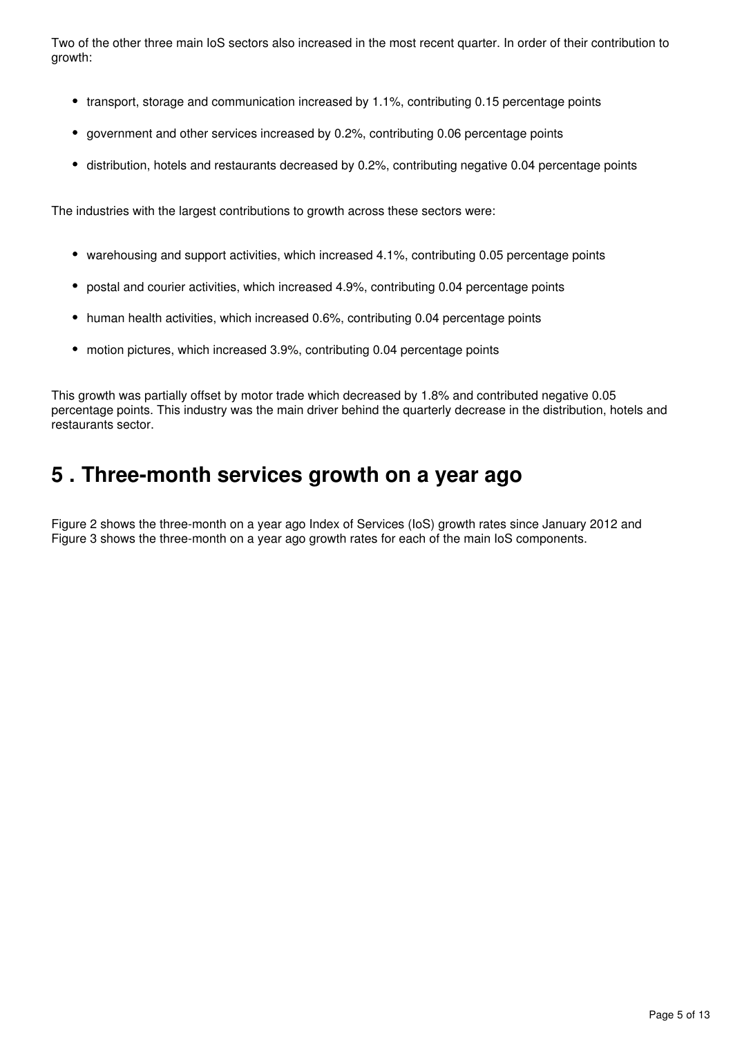Two of the other three main IoS sectors also increased in the most recent quarter. In order of their contribution to growth:

- transport, storage and communication increased by 1.1%, contributing 0.15 percentage points
- government and other services increased by 0.2%, contributing 0.06 percentage points
- distribution, hotels and restaurants decreased by 0.2%, contributing negative 0.04 percentage points

The industries with the largest contributions to growth across these sectors were:

- warehousing and support activities, which increased 4.1%, contributing 0.05 percentage points
- postal and courier activities, which increased 4.9%, contributing 0.04 percentage points
- human health activities, which increased 0.6%, contributing 0.04 percentage points
- motion pictures, which increased 3.9%, contributing 0.04 percentage points

This growth was partially offset by motor trade which decreased by 1.8% and contributed negative 0.05 percentage points. This industry was the main driver behind the quarterly decrease in the distribution, hotels and restaurants sector.

## 5 . Three-month services growth on a year ago

Figure 2 shows the three-month on a year ago Index of Services (IoS) growth rates since January 2012 and Figure 3 shows the three-month on a year ago growth rates for each of the main IoS components.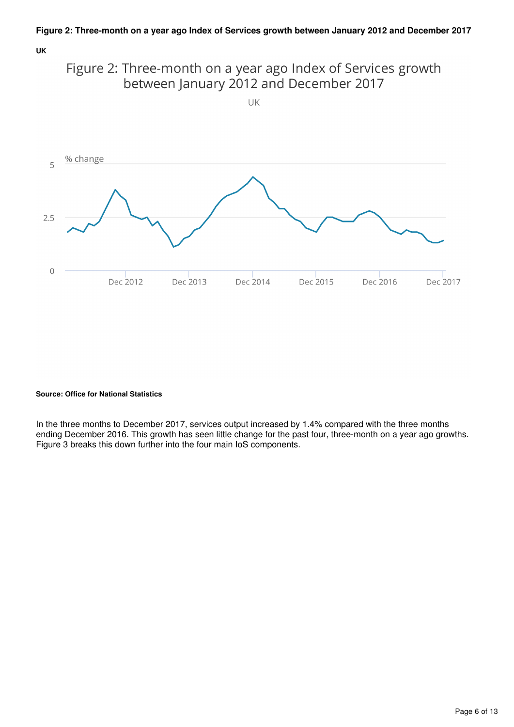**Figure 2: Three-month on a year ago Index of Services growth between January 2012 and December 2017**

**UK**

Figure 2: Three-month on a year ago Index of Services growth between January 2012 and December 2017

UK

% change

5

2.5

0

Dec 2012 Dec 2013 Dec 2014 Dec 2015 Dec 2016 Dec 2017

**Source: Office for National Statistics**

In the three months to December 2017, services output increased by 1.4% compared with the three months ending December 2016. This growth has seen little change for the past four, three-month on a year ago growths. Figure 3 breaks this down further into the four main IoS components.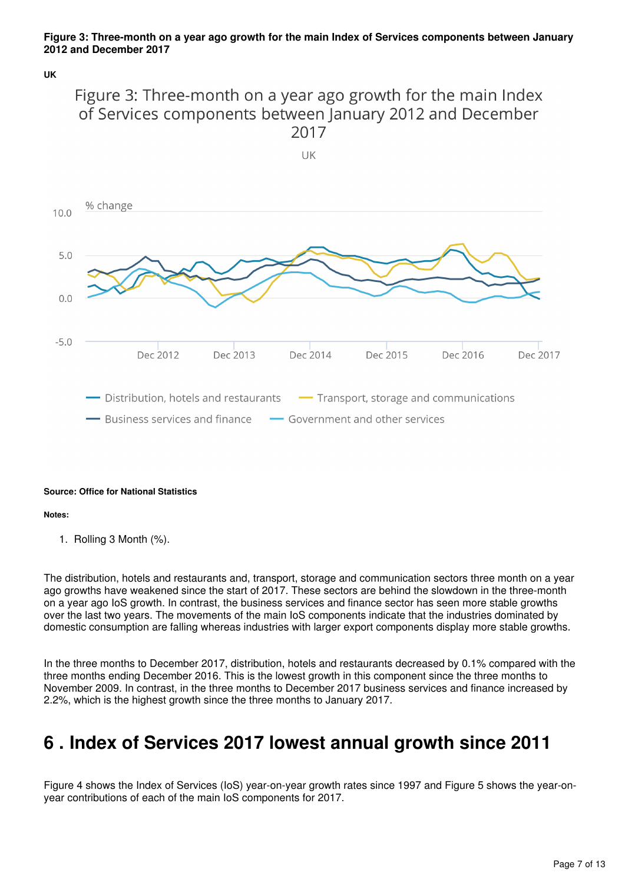**Figure 3: Three-month on a year ago growth for the main Index of Services components between January 2012 and December 2017**

**UK**

**Source: Office for National Statistics**

**Notes:**

1. Rolling 3 Month (%).

The distribution, hotels and restaurants and, transport, storage and communication sectors three month on a year ago growths have weakened since the start of 2017. These sectors are behind the slowdown in the three-month on a year ago IoS growth. In contrast, the business services and finance sector has seen more stable growths over the last two years. The movements of the main IoS components indicate that the industries dominated by domestic consumption are falling whereas industries with larger export components display more stable growths.

In the three months to December 2017, distribution, hotels and restaurants decreased by 0.1% compared with the three months ending December 2016. This is the lowest growth in this component since the three months to November 2009. In contrast, in the three months to December 2017 business services and finance increased by 2.2%, which is the highest growth since the three months to January 2017.

# 6 . Index of Services 2017 lowest annual growth since 2011

Figure 4 shows the Index of Services (IoS) year-on-year growth rates since 1997 and Figure 5 shows the year-on-year contributions of each of the main IoS components for 2017.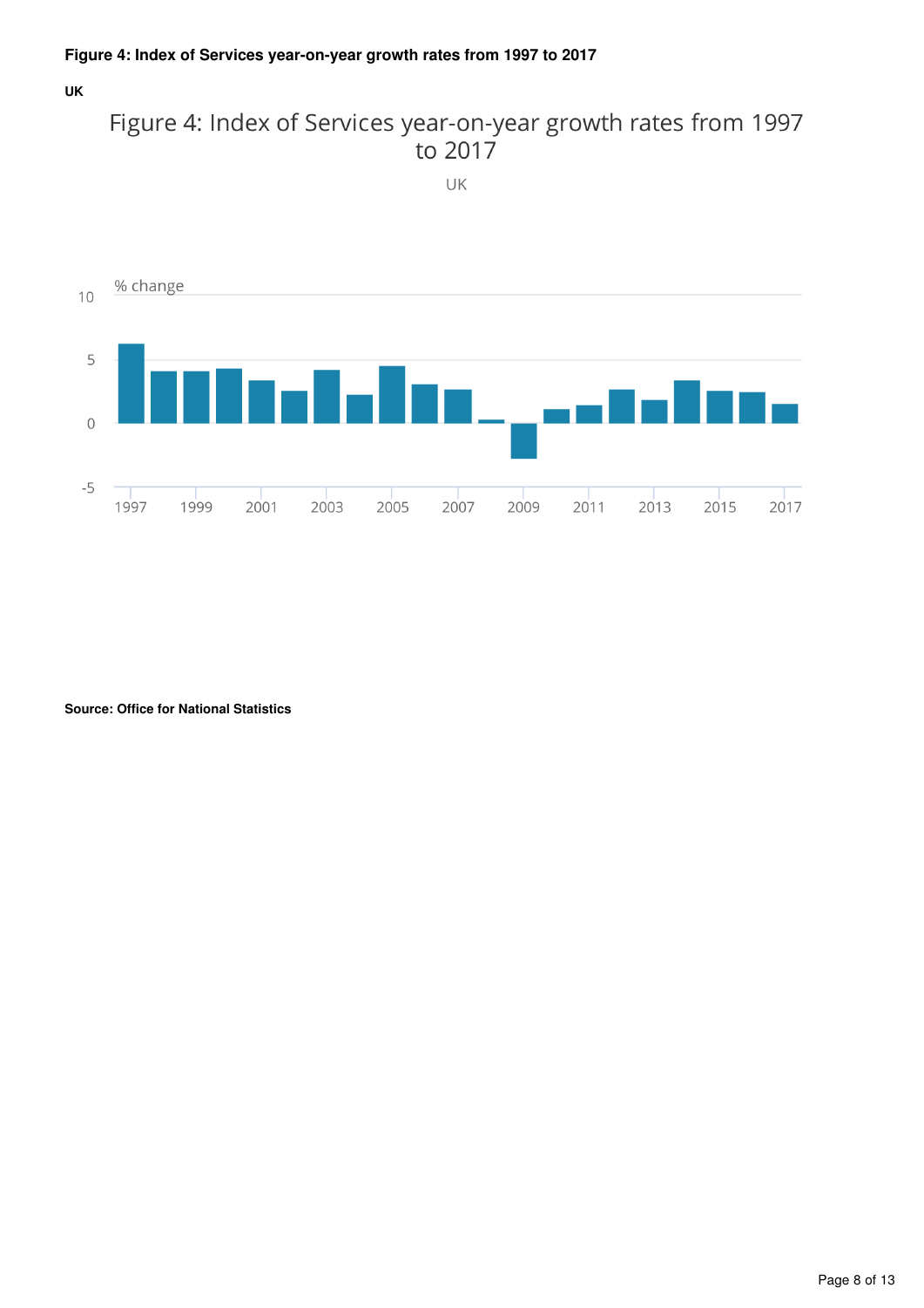**Figure 4: Index of Services year-on-year growth rates from 1997 to 2017**

**UK**

Figure 4: Index of Services year-on-year growth rates from 1997 to 2017

UK

% change

**Source: Office for National Statistics**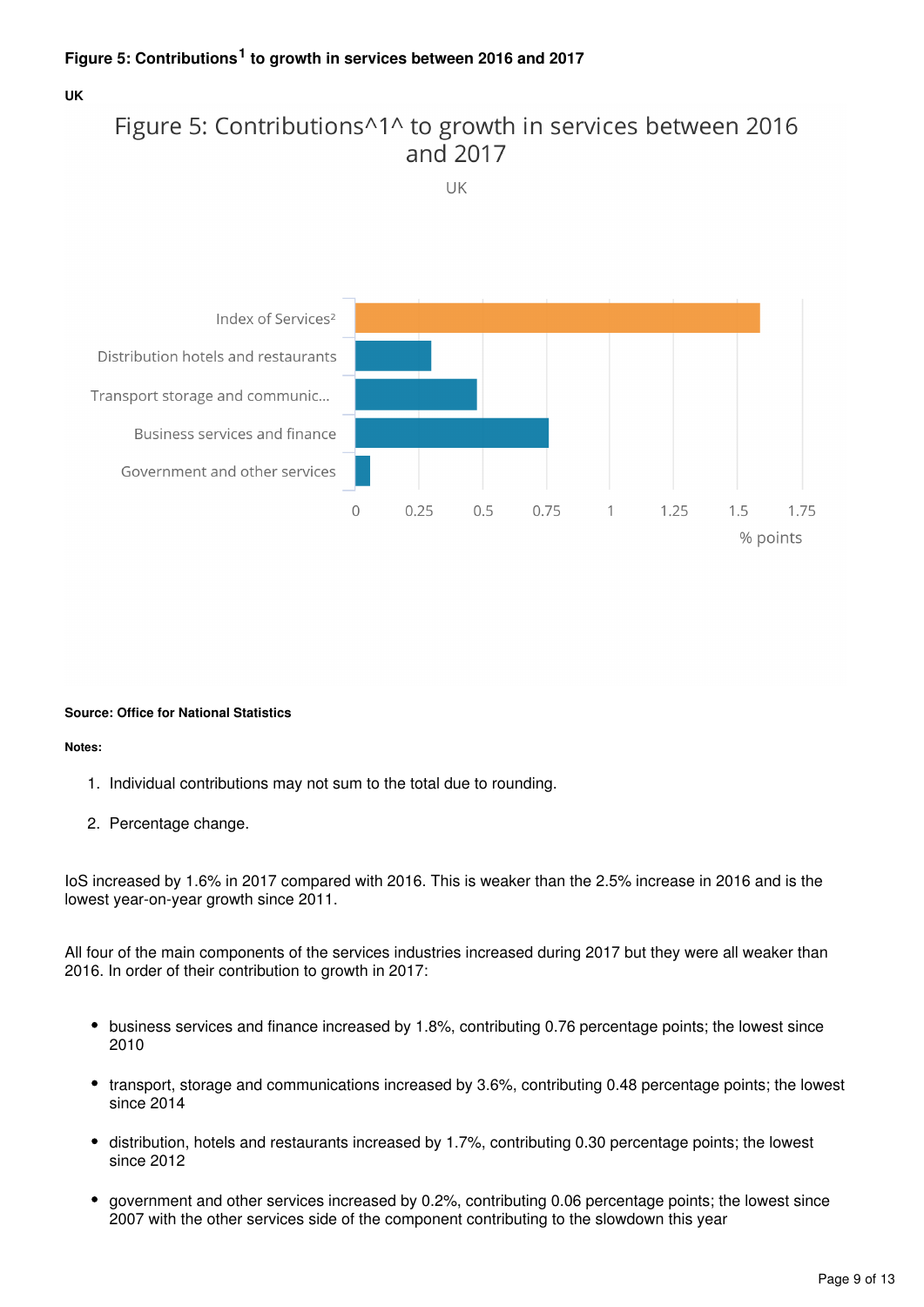### Figure 5: Contributions[1] to growth in services between 2016 and 2017

**UK**

**Source: Office for National Statistics**

**Notes:**

1. Individual contributions may not sum to the total due to rounding.
2. Percentage change.

IoS increased by 1.6% in 2017 compared with 2016. This is weaker than the 2.5% increase in 2016 and is the lowest year-on-year growth since 2011.

All four of the main components of the services industries increased during 2017 but they were all weaker than 2016. In order of their contribution to growth in 2017:

- business services and finance increased by 1.8%, contributing 0.76 percentage points; the lowest since 2010
- transport, storage and communications increased by 3.6%, contributing 0.48 percentage points; the lowest since 2014
- distribution, hotels and restaurants increased by 1.7%, contributing 0.30 percentage points; the lowest since 2012
- government and other services increased by 0.2%, contributing 0.06 percentage points; the lowest since 2007 with the other services side of the component contributing to the slowdown this year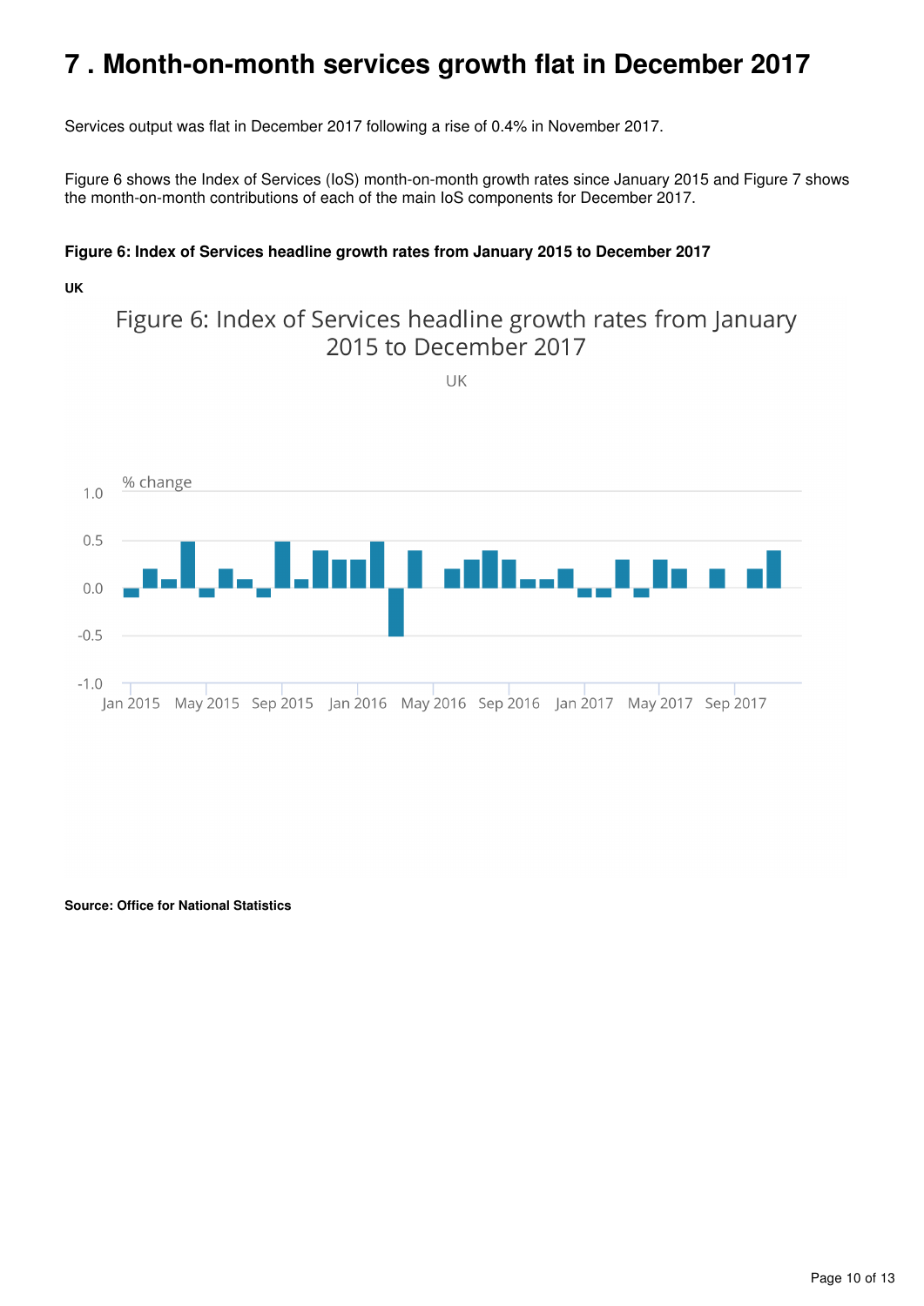# 7 . Month-on-month services growth flat in December 2017

Services output was flat in December 2017 following a rise of 0.4% in November 2017.

Figure 6 shows the Index of Services (IoS) month-on-month growth rates since January 2015 and Figure 7 shows the month-on-month contributions of each of the main IoS components for December 2017.

**Figure 6: Index of Services headline growth rates from January 2015 to December 2017**

**UK**

**Source: Office for National Statistics**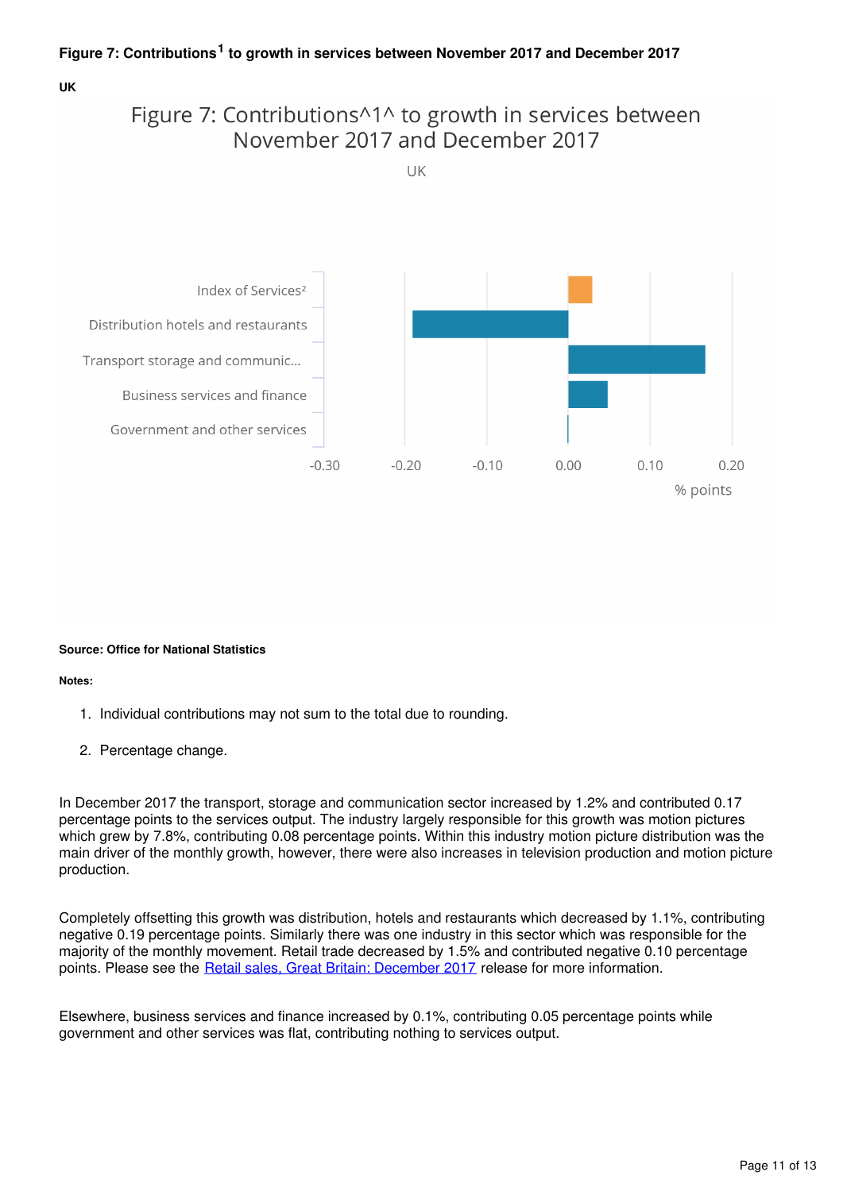### Figure 7: Contributions[1] to growth in services between November 2017 and December 2017

**UK**

Figure 7: Contributions^1^ to growth in services between November 2017 and December 2017

UK

| | % points |
|---|---|
| Index of Services² | 0.03 |
| Distribution hotels and restaurants | -0.19 |
| Transport storage and communic... | 0.17 |
| Business services and finance | 0.05 |
| Government and other services | 0.00 |

**Source: Office for National Statistics**

**Notes:**

1. Individual contributions may not sum to the total due to rounding.
2. Percentage change.

In December 2017 the transport, storage and communication sector increased by 1.2% and contributed 0.17 percentage points to the services output. The industry largely responsible for this growth was motion pictures which grew by 7.8%, contributing 0.08 percentage points. Within this industry motion picture distribution was the main driver of the monthly growth, however, there were also increases in television production and motion picture production.

Completely offsetting this growth was distribution, hotels and restaurants which decreased by 1.1%, contributing negative 0.19 percentage points. Similarly there was one industry in this sector which was responsible for the majority of the monthly movement. Retail trade decreased by 1.5% and contributed negative 0.10 percentage points. Please see the Retail sales, Great Britain: December 2017 release for more information.

Elsewhere, business services and finance increased by 0.1%, contributing 0.05 percentage points while government and other services was flat, contributing nothing to services output.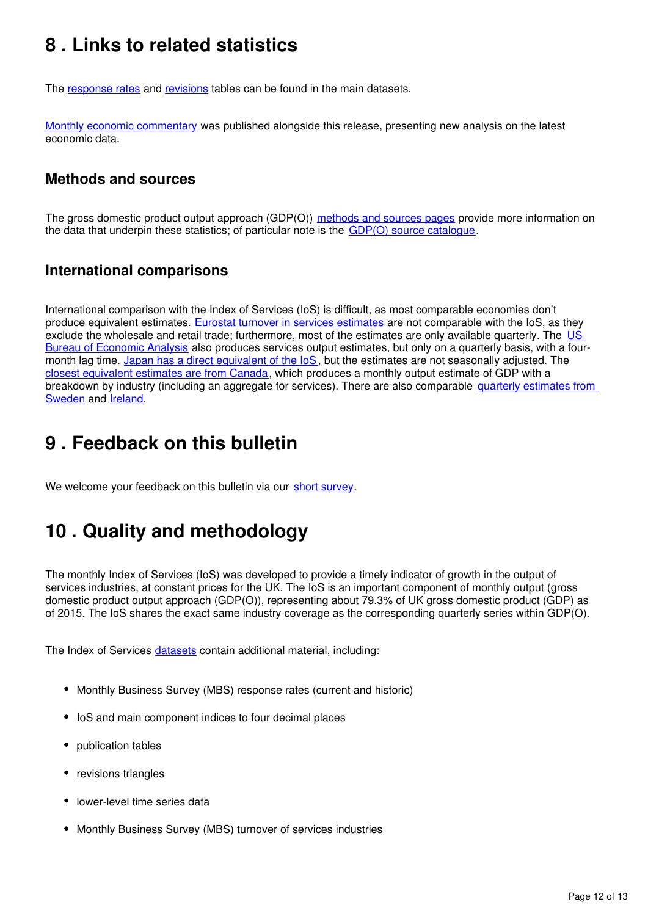## 8 . Links to related statistics

The response rates and revisions tables can be found in the main datasets.

Monthly economic commentary was published alongside this release, presenting new analysis on the latest economic data.

### Methods and sources

The gross domestic product output approach (GDP(O)) methods and sources pages provide more information on the data that underpin these statistics; of particular note is the GDP(O) source catalogue.

### International comparisons

International comparison with the Index of Services (IoS) is difficult, as most comparable economies don't produce equivalent estimates. Eurostat turnover in services estimates are not comparable with the IoS, as they exclude the wholesale and retail trade; furthermore, most of the estimates are only available quarterly. The US Bureau of Economic Analysis also produces services output estimates, but only on a quarterly basis, with a four-month lag time. Japan has a direct equivalent of the IoS, but the estimates are not seasonally adjusted. The closest equivalent estimates are from Canada, which produces a monthly output estimate of GDP with a breakdown by industry (including an aggregate for services). There are also comparable quarterly estimates from Sweden and Ireland.

## 9 . Feedback on this bulletin

We welcome your feedback on this bulletin via our short survey.

## 10 . Quality and methodology

The monthly Index of Services (IoS) was developed to provide a timely indicator of growth in the output of services industries, at constant prices for the UK. The IoS is an important component of monthly output (gross domestic product output approach (GDP(O)), representing about 79.3% of UK gross domestic product (GDP) as of 2015. The IoS shares the exact same industry coverage as the corresponding quarterly series within GDP(O).

The Index of Services datasets contain additional material, including:

- Monthly Business Survey (MBS) response rates (current and historic)
- IoS and main component indices to four decimal places
- publication tables
- revisions triangles
- lower-level time series data
- Monthly Business Survey (MBS) turnover of services industries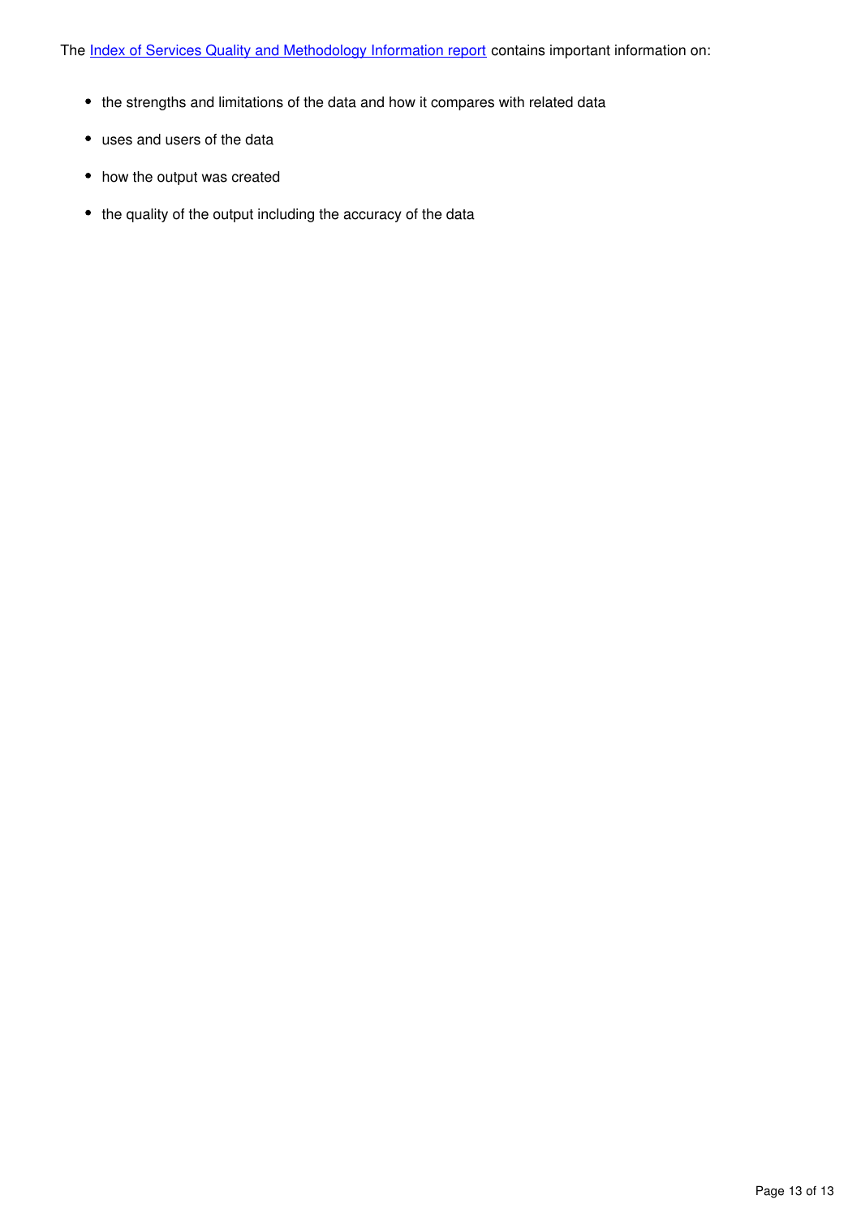The [Index of Services Quality and Methodology Information report] contains important information on:

- the strengths and limitations of the data and how it compares with related data
- uses and users of the data
- how the output was created
- the quality of the output including the accuracy of the data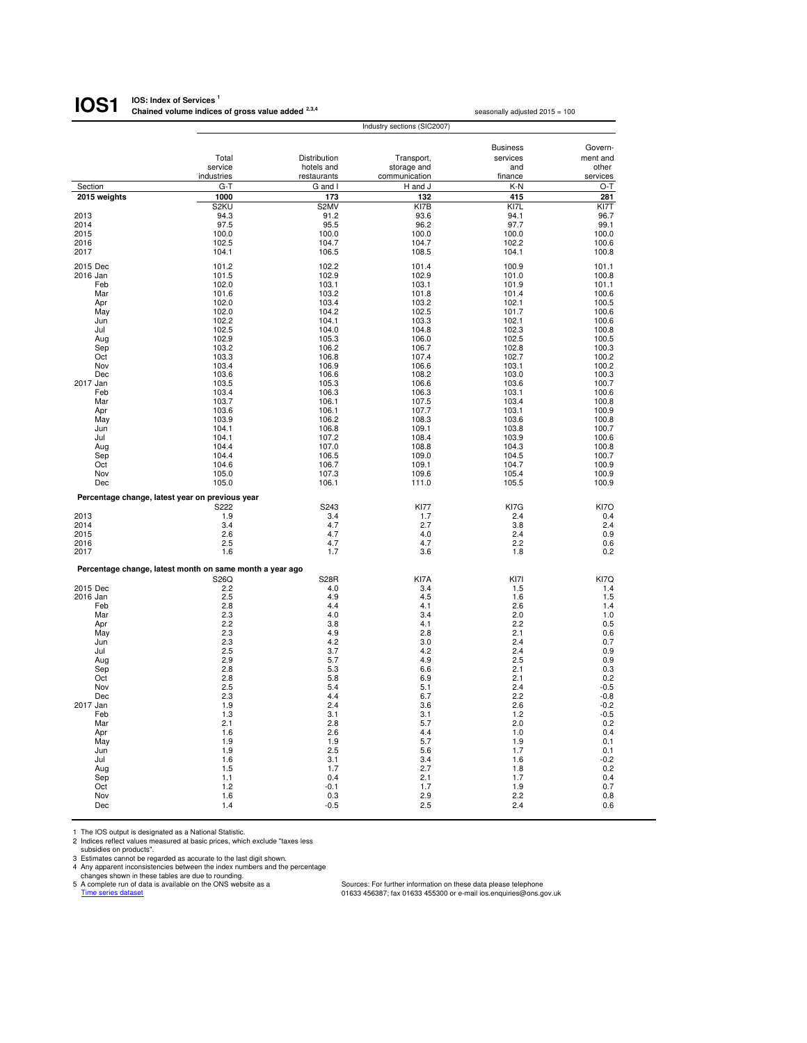# IOS1

**IOS: Index of Services** [1]

**Chained volume indices of gross value added** [2,3,4]

seasonally adjusted 2015 = 100

| | Industry sections (SIC2007) | | | | |
|---|---|---|---|---|---|
| | Total service industries | Distribution hotels and restaurants | Transport, storage and communication | Business services and finance | Government and other services |
| Section | G-T | G and I | H and J | K-N | O-T |
| **2015 weights** | **1000** | **173** | **132** | **415** | **281** |
| | S2KU | S2MV | KI7B | KI7L | KI7T |
| 2013 | 94.3 | 91.2 | 93.6 | 94.1 | 96.7 |
| 2014 | 97.5 | 95.5 | 96.2 | 97.7 | 99.1 |
| 2015 | 100.0 | 100.0 | 100.0 | 100.0 | 100.0 |
| 2016 | 102.5 | 104.7 | 104.7 | 102.2 | 100.6 |
| 2017 | 104.1 | 106.5 | 108.5 | 104.1 | 100.8 |
| 2015 Dec | 101.2 | 102.2 | 101.4 | 100.9 | 101.1 |
| 2016 Jan | 101.5 | 102.9 | 102.9 | 101.0 | 100.8 |
| Feb | 102.0 | 103.1 | 103.1 | 101.9 | 101.1 |
| Mar | 101.6 | 103.2 | 101.8 | 101.4 | 100.6 |
| Apr | 102.0 | 103.4 | 103.2 | 102.1 | 100.5 |
| May | 102.0 | 104.2 | 102.5 | 101.7 | 100.6 |
| Jun | 102.2 | 104.1 | 103.3 | 102.1 | 100.6 |
| Jul | 102.5 | 104.0 | 104.8 | 102.3 | 100.8 |
| Aug | 102.9 | 105.3 | 106.0 | 102.5 | 100.5 |
| Sep | 103.2 | 106.2 | 106.7 | 102.8 | 100.3 |
| Oct | 103.3 | 106.8 | 107.4 | 102.7 | 100.2 |
| Nov | 103.4 | 106.9 | 106.6 | 103.1 | 100.2 |
| Dec | 103.6 | 106.6 | 108.2 | 103.0 | 100.3 |
| 2017 Jan | 103.5 | 105.3 | 106.6 | 103.6 | 100.7 |
| Feb | 103.4 | 106.3 | 106.3 | 103.1 | 100.6 |
| Mar | 103.7 | 106.1 | 107.5 | 103.4 | 100.8 |
| Apr | 103.6 | 106.1 | 107.7 | 103.1 | 100.9 |
| May | 103.9 | 106.2 | 108.3 | 103.6 | 100.8 |
| Jun | 104.1 | 106.8 | 109.1 | 103.8 | 100.7 |
| Jul | 104.1 | 107.2 | 108.4 | 103.9 | 100.6 |
| Aug | 104.4 | 107.0 | 108.8 | 104.3 | 100.8 |
| Sep | 104.4 | 106.5 | 109.0 | 104.5 | 100.7 |
| Oct | 104.6 | 106.7 | 109.1 | 104.7 | 100.9 |
| Nov | 105.0 | 107.3 | 109.6 | 105.4 | 100.9 |
| Dec | 105.0 | 106.1 | 111.0 | 105.5 | 100.9 |
| **Percentage change, latest year on previous year** | | | | | |
| | S222 | S243 | KI77 | KI7G | KI7O |
| 2013 | 1.9 | 3.4 | 1.7 | 2.4 | 0.4 |
| 2014 | 3.4 | 4.7 | 2.7 | 3.8 | 2.4 |
| 2015 | 2.6 | 4.7 | 4.0 | 2.4 | 0.9 |
| 2016 | 2.5 | 4.7 | 4.7 | 2.2 | 0.6 |
| 2017 | 1.6 | 1.7 | 3.6 | 1.8 | 0.2 |
| **Percentage change, latest month on same month a year ago** | | | | | |
| | S26Q | S28R | KI7A | KI7I | KI7Q |
| 2015 Dec | 2.2 | 4.0 | 3.4 | 1.5 | 1.4 |
| 2016 Jan | 2.5 | 4.9 | 4.5 | 1.6 | 1.5 |
| Feb | 2.8 | 4.4 | 4.1 | 2.6 | 1.4 |
| Mar | 2.3 | 4.0 | 3.4 | 2.0 | 1.0 |
| Apr | 2.2 | 3.8 | 4.1 | 2.2 | 0.5 |
| May | 2.3 | 4.9 | 2.8 | 2.1 | 0.6 |
| Jun | 2.3 | 4.2 | 3.0 | 2.4 | 0.7 |
| Jul | 2.5 | 3.7 | 4.2 | 2.4 | 0.9 |
| Aug | 2.9 | 5.7 | 4.9 | 2.5 | 0.9 |
| Sep | 2.8 | 5.3 | 6.6 | 2.1 | 0.3 |
| Oct | 2.8 | 5.8 | 6.9 | 2.1 | 0.2 |
| Nov | 2.5 | 5.4 | 5.1 | 2.4 | -0.5 |
| Dec | 2.3 | 4.4 | 6.7 | 2.2 | -0.8 |
| 2017 Jan | 1.9 | 2.4 | 3.6 | 2.6 | -0.2 |
| Feb | 1.3 | 3.1 | 3.1 | 1.2 | -0.5 |
| Mar | 2.1 | 2.8 | 5.7 | 2.0 | 0.2 |
| Apr | 1.6 | 2.6 | 4.4 | 1.0 | 0.4 |
| May | 1.9 | 1.9 | 5.7 | 1.9 | 0.1 |
| Jun | 1.9 | 2.5 | 5.6 | 1.7 | 0.1 |
| Jul | 1.6 | 3.1 | 3.4 | 1.6 | -0.2 |
| Aug | 1.5 | 1.7 | 2.7 | 1.8 | 0.2 |
| Sep | 1.1 | 0.4 | 2.1 | 1.7 | 0.4 |
| Oct | 1.2 | -0.1 | 1.7 | 1.9 | 0.7 |
| Nov | 1.6 | 0.3 | 2.9 | 2.2 | 0.8 |
| Dec | 1.4 | -0.5 | 2.5 | 2.4 | 0.6 |

1 The IOS output is designated as a National Statistic.
2 Indices reflect values measured at basic prices, which exclude "taxes less subsidies on products".
3 Estimates cannot be regarded as accurate to the last digit shown.
4 Any apparent inconsistencies between the index numbers and the percentage changes shown in these tables are due to rounding.
5 A complete run of data is available on the ONS website as a Time series dataset

Sources: For further information on these data please telephone 01633 456387; fax 01633 455300 or e-mail ios.enquiries@ons.gov.uk